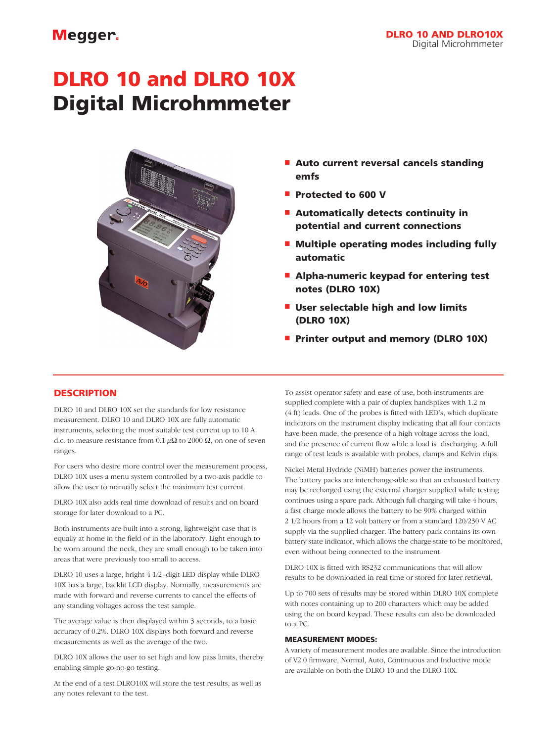# DLRO 10 and DLRO 10X Digital Microhmmeter

- **Auto current reversal cancels standing emfs**
- **Protected to 600 V**
- **Automatically detects continuity in potential and current connections**
- **Multiple operating modes including fully automatic**
- **Alpha-numeric keypad for entering test notes (DLRO 10X)**
- **User selectable high and low limits (DLRO 10X)**
- **Printer output and memory (DLRO 10X)**

## DESCRIPTION

DLRO 10 and DLRO 10X set the standards for low resistance measurement. DLRO 10 and DLRO 10X are fully automatic instruments, selecting the most suitable test current up to 10 A d.c. to measure resistance from 0.1 $\mu\Omega$ to 2000 $\Omega$, on one of seven ranges.

For users who desire more control over the measurement process, DLRO 10X uses a menu system controlled by a two-axis paddle to allow the user to manually select the maximum test current.

DLRO 10X also adds real time download of results and on board storage for later download to a PC.

Both instruments are built into a strong, lightweight case that is equally at home in the field or in the laboratory. Light enough to be worn around the neck, they are small enough to be taken into areas that were previously too small to access.

DLRO 10 uses a large, bright 4 1/2 -digit LED display while DLRO 10X has a large, backlit LCD display. Normally, measurements are made with forward and reverse currents to cancel the effects of any standing voltages across the test sample.

The average value is then displayed within 3 seconds, to a basic accuracy of 0.2%. DLRO 10X displays both forward and reverse measurements as well as the average of the two.

DLRO 10X allows the user to set high and low pass limits, thereby enabling simple go-no-go testing.

At the end of a test DLRO10X will store the test results, as well as any notes relevant to the test.

To assist operator safety and ease of use, both instruments are supplied complete with a pair of duplex handspikes with 1.2 m (4 ft) leads. One of the probes is fitted with LED's, which duplicate indicators on the instrument display indicating that all four contacts have been made, the presence of a high voltage across the load, and the presence of current flow while a load is discharging. A full range of test leads is available with probes, clamps and Kelvin clips.

Nickel Metal Hydride (NiMH) batteries power the instruments. The battery packs are interchange-able so that an exhausted battery may be recharged using the external charger supplied while testing continues using a spare pack. Although full charging will take 4 hours, a fast charge mode allows the battery to be 90% charged within 2 1/2 hours from a 12 volt battery or from a standard 120/230 V AC supply via the supplied charger. The battery pack contains its own battery state indicator, which allows the charge-state to be monitored, even without being connected to the instrument.

DLRO 10X is fitted with RS232 communications that will allow results to be downloaded in real time or stored for later retrieval.

Up to 700 sets of results may be stored within DLRO 10X complete with notes containing up to 200 characters which may be added using the on board keypad. These results can also be downloaded to a PC.

### MEASUREMENT MODES:

A variety of measurement modes are available. Since the introduction of V2.0 firmware, Normal, Auto, Continuous and Inductive mode are available on both the DLRO 10 and the DLRO 10X.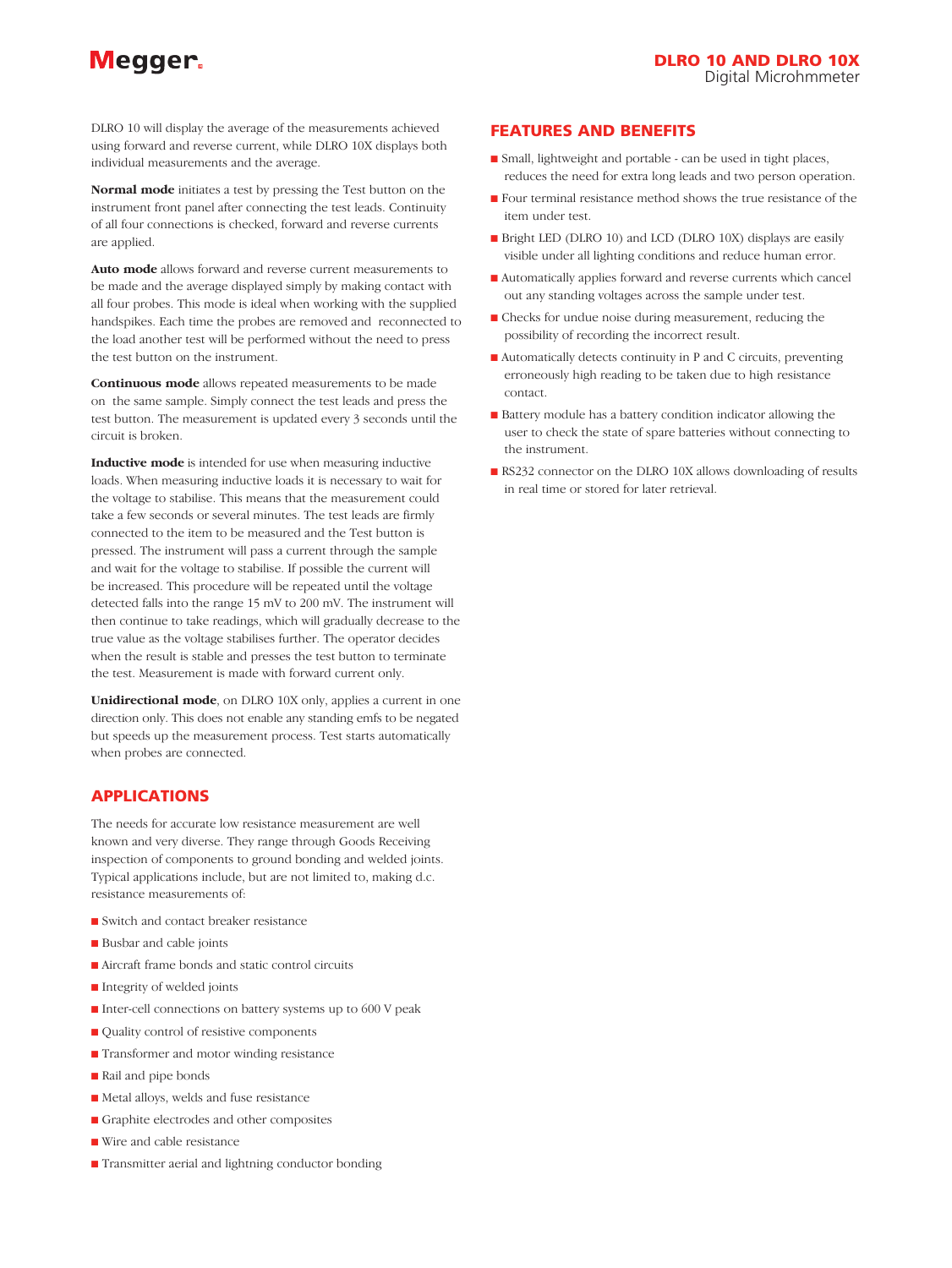DLRO 10 will display the average of the measurements achieved using forward and reverse current, while DLRO 10X displays both individual measurements and the average.

**Normal mode** initiates a test by pressing the Test button on the instrument front panel after connecting the test leads. Continuity of all four connections is checked, forward and reverse currents are applied.

**Auto mode** allows forward and reverse current measurements to be made and the average displayed simply by making contact with all four probes. This mode is ideal when working with the supplied handspikes. Each time the probes are removed and reconnected to the load another test will be performed without the need to press the test button on the instrument.

**Continuous mode** allows repeated measurements to be made on the same sample. Simply connect the test leads and press the test button. The measurement is updated every 3 seconds until the circuit is broken.

**Inductive mode** is intended for use when measuring inductive loads. When measuring inductive loads it is necessary to wait for the voltage to stabilise. This means that the measurement could take a few seconds or several minutes. The test leads are firmly connected to the item to be measured and the Test button is pressed. The instrument will pass a current through the sample and wait for the voltage to stabilise. If possible the current will be increased. This procedure will be repeated until the voltage detected falls into the range 15 mV to 200 mV. The instrument will then continue to take readings, which will gradually decrease to the true value as the voltage stabilises further. The operator decides when the result is stable and presses the test button to terminate the test. Measurement is made with forward current only.

**Unidirectional mode**, on DLRO 10X only, applies a current in one direction only. This does not enable any standing emfs to be negated but speeds up the measurement process. Test starts automatically when probes are connected.

## APPLICATIONS

The needs for accurate low resistance measurement are well known and very diverse. They range through Goods Receiving inspection of components to ground bonding and welded joints. Typical applications include, but are not limited to, making d.c. resistance measurements of:

- Switch and contact breaker resistance
- Busbar and cable joints
- Aircraft frame bonds and static control circuits
- Integrity of welded joints
- Inter-cell connections on battery systems up to 600 V peak
- Quality control of resistive components
- Transformer and motor winding resistance
- Rail and pipe bonds
- Metal alloys, welds and fuse resistance
- Graphite electrodes and other composites
- Wire and cable resistance
- Transmitter aerial and lightning conductor bonding

## FEATURES AND BENEFITS

- Small, lightweight and portable - can be used in tight places, reduces the need for extra long leads and two person operation.
- Four terminal resistance method shows the true resistance of the item under test.
- Bright LED (DLRO 10) and LCD (DLRO 10X) displays are easily visible under all lighting conditions and reduce human error.
- Automatically applies forward and reverse currents which cancel out any standing voltages across the sample under test.
- Checks for undue noise during measurement, reducing the possibility of recording the incorrect result.
- Automatically detects continuity in P and C circuits, preventing erroneously high reading to be taken due to high resistance contact.
- Battery module has a battery condition indicator allowing the user to check the state of spare batteries without connecting to the instrument.
- RS232 connector on the DLRO 10X allows downloading of results in real time or stored for later retrieval.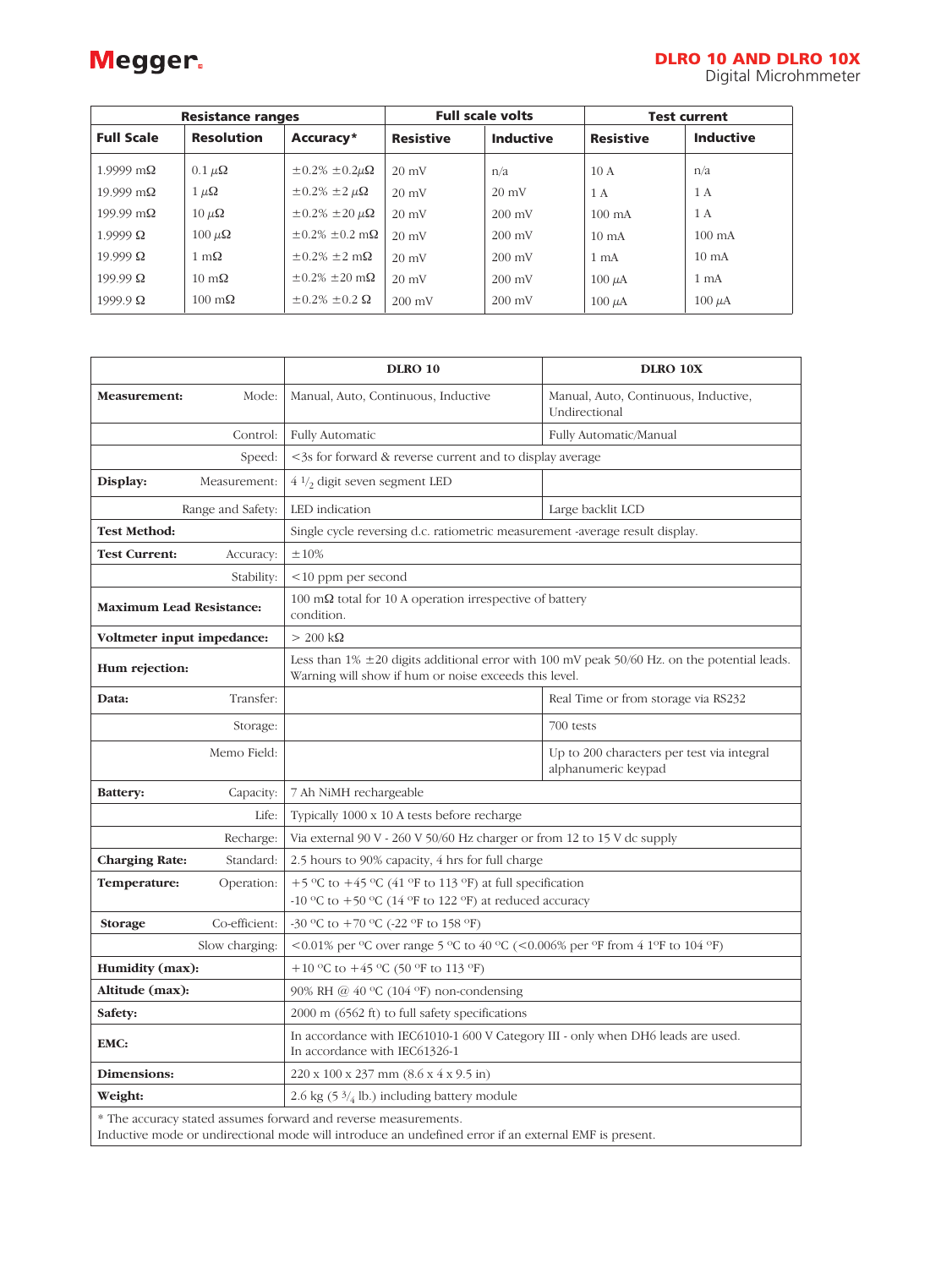| Resistance ranges | | | Full scale volts | | Test current | |
|---|---|---|---|---|---|---|
| **Full Scale** | **Resolution** | **Accuracy*** | **Resistive** | **Inductive** | **Resistive** | **Inductive** |
| 1.9999 mΩ | 0.1 μΩ | ±0.2% ±0.2μΩ | 20 mV | n/a | 10 A | n/a |
| 19.999 mΩ | 1 μΩ | ±0.2% ±2 μΩ | 20 mV | 20 mV | 1 A | 1 A |
| 199.99 mΩ | 10 μΩ | ±0.2% ±20 μΩ | 20 mV | 200 mV | 100 mA | 1 A |
| 1.9999 Ω | 100 μΩ | ±0.2% ±0.2 mΩ | 20 mV | 200 mV | 10 mA | 100 mA |
| 19.999 Ω | 1 mΩ | ±0.2% ±2 mΩ | 20 mV | 200 mV | 1 mA | 10 mA |
| 199.99 Ω | 10 mΩ | ±0.2% ±20 mΩ | 20 mV | 200 mV | 100 μA | 1 mA |
| 1999.9 Ω | 100 mΩ | ±0.2% ±0.2 Ω | 200 mV | 200 mV | 100 μA | 100 μA |

| | | DLRO 10 | DLRO 10X |
|---|---|---|---|
| **Measurement:** | Mode: | Manual, Auto, Continuous, Inductive | Manual, Auto, Continuous, Inductive, Undirectional |
| | Control: | Fully Automatic | Fully Automatic/Manual |
| | Speed: | <3s for forward & reverse current and to display average | |
| **Display:** | Measurement: | 4 $^1/_2$ digit seven segment LED | |
| | Range and Safety: | LED indication | Large backlit LCD |
| **Test Method:** | | Single cycle reversing d.c. ratiometric measurement -average result display. | |
| **Test Current:** | Accuracy: | ±10% | |
| | Stability: | <10 ppm per second | |
| **Maximum Lead Resistance:** | | 100 mΩ total for 10 A operation irrespective of battery condition. | |
| **Voltmeter input impedance:** | | > 200 kΩ | |
| **Hum rejection:** | | Less than 1% ±20 digits additional error with 100 mV peak 50/60 Hz. on the potential leads. Warning will show if hum or noise exceeds this level. | |
| **Data:** | Transfer: | | Real Time or from storage via RS232 |
| | Storage: | | 700 tests |
| | Memo Field: | | Up to 200 characters per test via integral alphanumeric keypad |
| **Battery:** | Capacity: | 7 Ah NiMH rechargeable | |
| | Life: | Typically 1000 x 10 A tests before recharge | |
| | Recharge: | Via external 90 V - 260 V 50/60 Hz charger or from 12 to 15 V dc supply | |
| **Charging Rate:** | Standard: | 2.5 hours to 90% capacity, 4 hrs for full charge | |
| **Temperature:** | Operation: | +5 ºC to +45 ºC (41 ºF to 113 ºF) at full specification<br>-10 ºC to +50 ºC (14 ºF to 122 ºF) at reduced accuracy | |
| **Storage** | Co-efficient: | -30 ºC to +70 ºC (-22 ºF to 158 ºF) | |
| | Slow charging: | <0.01% per ºC over range 5 ºC to 40 ºC (<0.006% per ºF from 4 1ºF to 104 ºF) | |
| **Humidity (max):** | | +10 ºC to +45 ºC (50 ºF to 113 ºF) | |
| **Altitude (max):** | | 90% RH @ 40 ºC (104 ºF) non-condensing | |
| **Safety:** | | 2000 m (6562 ft) to full safety specifications | |
| **EMC:** | | In accordance with IEC61010-1 600 V Category III - only when DH6 leads are used.<br>In accordance with IEC61326-1 | |
| **Dimensions:** | | 220 x 100 x 237 mm (8.6 x 4 x 9.5 in) | |
| **Weight:** | | 2.6 kg (5 $^3/_4$ lb.) including battery module | |

\* The accuracy stated assumes forward and reverse measurements.
Inductive mode or undirectional mode will introduce an undefined error if an external EMF is present.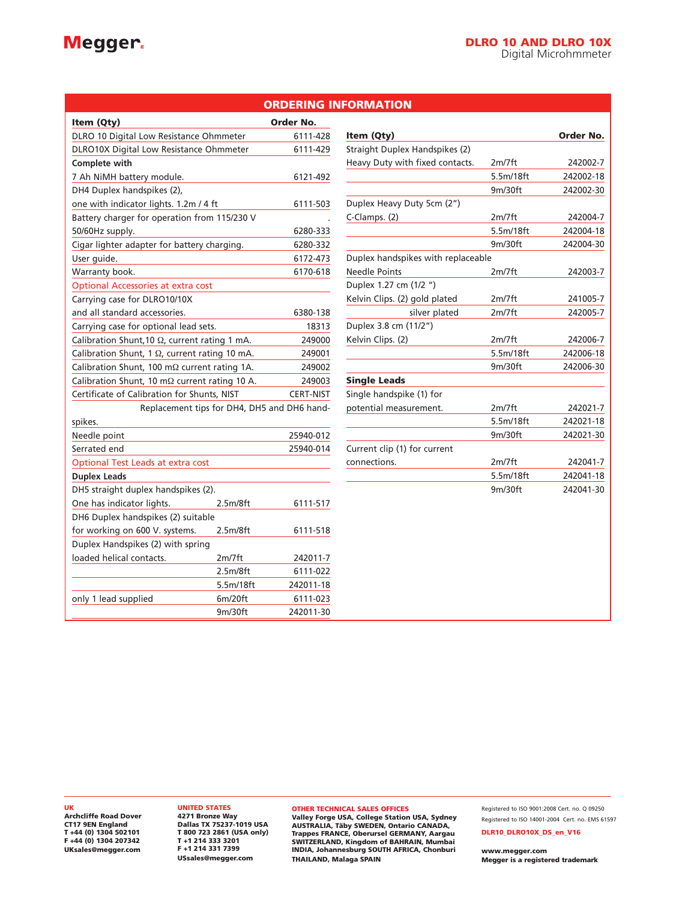## ORDERING INFORMATION

| Item (Qty) | | Order No. |
|---|---|---|
| DLRO 10 Digital Low Resistance Ohmmeter | | 6111-428 |
| DLRO10X Digital Low Resistance Ohmmeter | | 6111-429 |
| **Complete with** | | |
| 7 Ah NiMH battery module. | | 6121-492 |
| DH4 Duplex handspikes (2), | | |
| one with indicator lights. 1.2m / 4 ft | | 6111-503 |
| Battery charger for operation from 115/230 V | | . |
| 50/60Hz supply. | | 6280-333 |
| Cigar lighter adapter for battery charging. | | 6280-332 |
| User guide. | | 6172-473 |
| Warranty book. | | 6170-618 |
| Optional Accessories at extra cost | | |
| Carrying case for DLRO10/10X | | |
| and all standard accessories. | | 6380-138 |
| Carrying case for optional lead sets. | | 18313 |
| Calibration Shunt,10 Ω, current rating 1 mA. | | 249000 |
| Calibration Shunt, 1 Ω, current rating 10 mA. | | 249001 |
| Calibration Shunt, 100 mΩ current rating 1A. | | 249002 |
| Calibration Shunt, 10 mΩ current rating 10 A. | | 249003 |
| Certificate of Calibration for Shunts, NIST | | CERT-NIST |
| Replacement tips for DH4, DH5 and DH6 handspikes. | | |
| Needle point | | 25940-012 |
| Serrated end | | 25940-014 |
| Optional Test Leads at extra cost | | |
| **Duplex Leads** | | |
| DH5 straight duplex handspikes (2). | | |
| One has indicator lights. | 2.5m/8ft | 6111-517 |
| DH6 Duplex handspikes (2) suitable | | |
| for working on 600 V. systems. | 2.5m/8ft | 6111-518 |
| Duplex Handspikes (2) with spring | | |
| loaded helical contacts. | 2m/7ft | 242011-7 |
| | 2.5m/8ft | 6111-022 |
| | 5.5m/18ft | 242011-18 |
| only 1 lead supplied | 6m/20ft | 6111-023 |
| | 9m/30ft | 242011-30 |

| Item (Qty) | | Order No. |
|---|---|---|
| Straight Duplex Handspikes (2) | | |
| Heavy Duty with fixed contacts. | 2m/7ft | 242002-7 |
| | 5.5m/18ft | 242002-18 |
| | 9m/30ft | 242002-30 |
| Duplex Heavy Duty 5cm (2") | | |
| C-Clamps. (2) | 2m/7ft | 242004-7 |
| | 5.5m/18ft | 242004-18 |
| | 9m/30ft | 242004-30 |
| Duplex handspikes with replaceable | | |
| Needle Points | 2m/7ft | 242003-7 |
| Duplex 1.27 cm (1/2 ") | | |
| Kelvin Clips. (2) gold plated | 2m/7ft | 241005-7 |
| silver plated | 2m/7ft | 242005-7 |
| Duplex 3.8 cm (11/2") | | |
| Kelvin Clips. (2) | 2m/7ft | 242006-7 |
| | 5.5m/18ft | 242006-18 |
| | 9m/30ft | 242006-30 |
| **Single Leads** | | |
| Single handspike (1) for | | |
| potential measurement. | 2m/7ft | 242021-7 |
| | 5.5m/18ft | 242021-18 |
| | 9m/30ft | 242021-30 |
| Current clip (1) for current | | |
| connections. | 2m/7ft | 242041-7 |
| | 5.5m/18ft | 242041-18 |
| | 9m/30ft | 242041-30 |

**UK**
**Archcliffe Road Dover**
**CT17 9EN England**
**T +44 (0) 1304 502101**
**F +44 (0) 1304 207342**
**UKsales@megger.com**

**UNITED STATES**
**4271 Bronze Way**
**Dallas TX 75237-1019 USA**
**T 800 723 2861 (USA only)**
**T +1 214 333 3201**
**F +1 214 331 7399**
**USsales@megger.com**

**OTHER TECHNICAL SALES OFFICES**
**Valley Forge USA, College Station USA, Sydney AUSTRALIA, Täby SWEDEN, Ontario CANADA, Trappes FRANCE, Oberursel GERMANY, Aargau SWITZERLAND, Kingdom of BAHRAIN, Mumbai INDIA, Johannesburg SOUTH AFRICA, Chonburi THAILAND, Malaga SPAIN**

Registered to ISO 9001:2008 Cert. no. Q 09250
Registered to ISO 14001-2004 Cert. no. EMS 61597

**DLR10_DLRO10X_DS_en_V16**

**www.megger.com**
**Megger is a registered trademark**